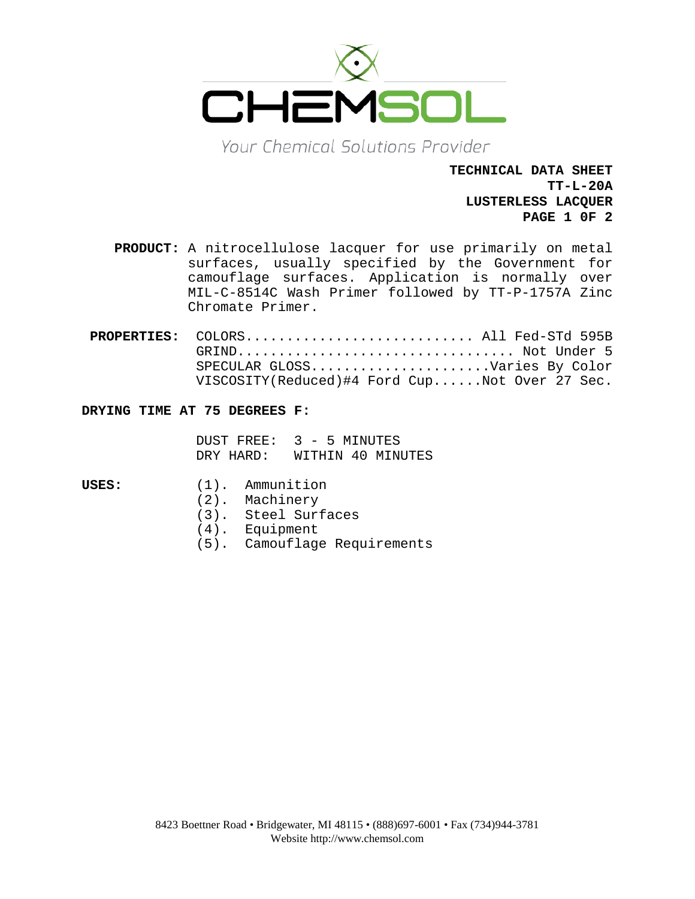# CHEMSOL

*Your Chemical Solutions Provider*

**TECHNICAL DATA SHEET**
**TT-L-20A**
**LUSTERLESS LACQUER**

**PRODUCT:** A nitrocellulose lacquer for use primarily on metal surfaces, usually specified by the Government for camouflage surfaces. Application is normally over MIL-C-8514C Wash Primer followed by TT-P-1757A Zinc Chromate Primer.

**PROPERTIES:**

COLORS............................ All Fed-STd 595B
GRIND................................. Not Under 5
SPECULAR GLOSS......................Varies By Color
VISCOSITY(Reduced)#4 Ford Cup......Not Over 27 Sec.

**DRYING TIME AT 75 DEGREES F:**

DUST FREE: 3 - 5 MINUTES
DRY HARD: WITHIN 40 MINUTES

**USES:**

(1). Ammunition
(2). Machinery
(3). Steel Surfaces
(4). Equipment
(5). Camouflage Requirements

8423 Boettner Road • Bridgewater, MI 48115 • (888)697-6001 • Fax (734)944-3781
Website http://www.chemsol.com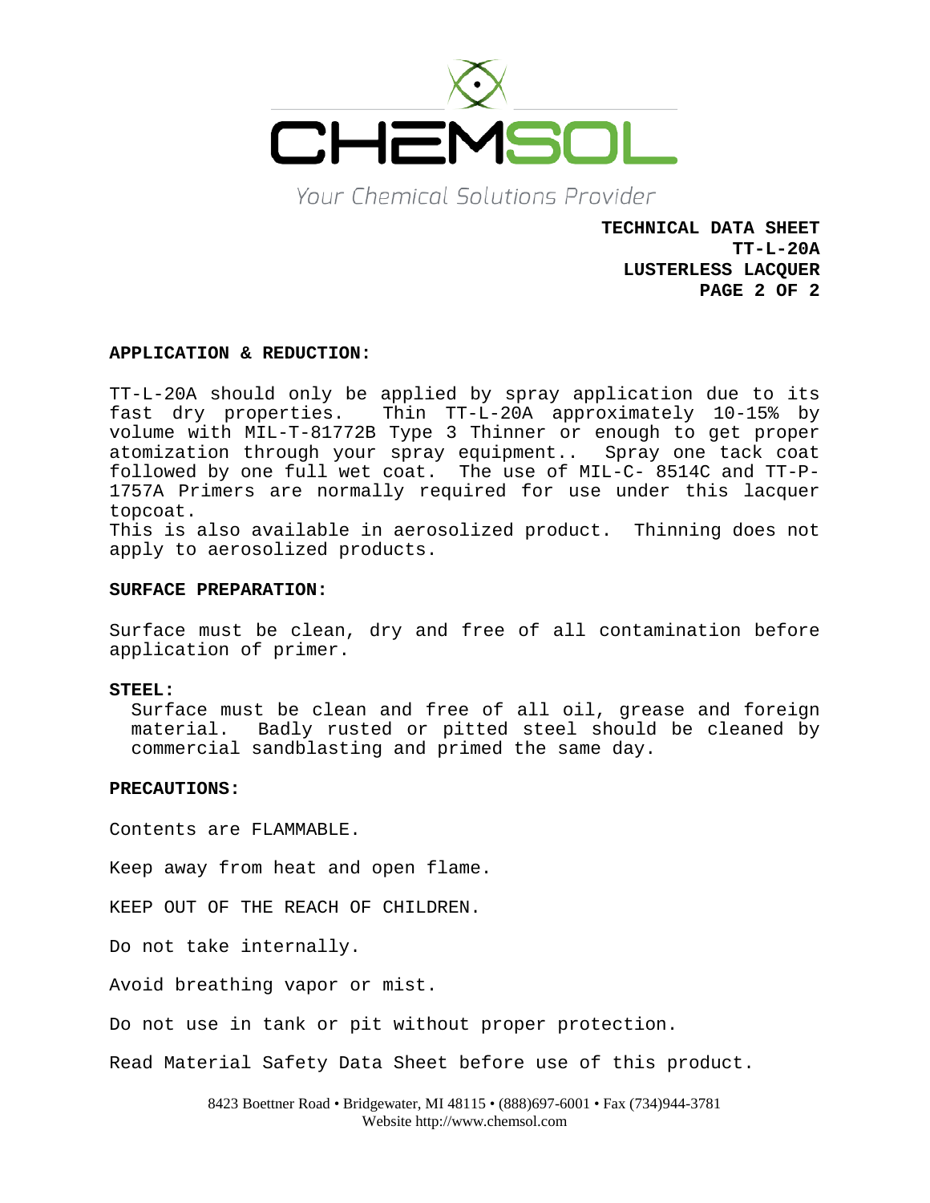**TECHNICAL DATA SHEET**
**TT-L-20A**
**LUSTERLESS LACQUER**

## APPLICATION & REDUCTION:

TT-L-20A should only be applied by spray application due to its fast dry properties. Thin TT-L-20A approximately 10-15% by volume with MIL-T-81772B Type 3 Thinner or enough to get proper atomization through your spray equipment.. Spray one tack coat followed by one full wet coat. The use of MIL-C- 8514C and TT-P-1757A Primers are normally required for use under this lacquer topcoat.
This is also available in aerosolized product. Thinning does not apply to aerosolized products.

## SURFACE PREPARATION:

Surface must be clean, dry and free of all contamination before application of primer.

### STEEL:

Surface must be clean and free of all oil, grease and foreign material. Badly rusted or pitted steel should be cleaned by commercial sandblasting and primed the same day.

## PRECAUTIONS:

Contents are FLAMMABLE.

Keep away from heat and open flame.

KEEP OUT OF THE REACH OF CHILDREN.

Do not take internally.

Avoid breathing vapor or mist.

Do not use in tank or pit without proper protection.

Read Material Safety Data Sheet before use of this product.

8423 Boettner Road • Bridgewater, MI 48115 • (888)697-6001 • Fax (734)944-3781
Website http://www.chemsol.com